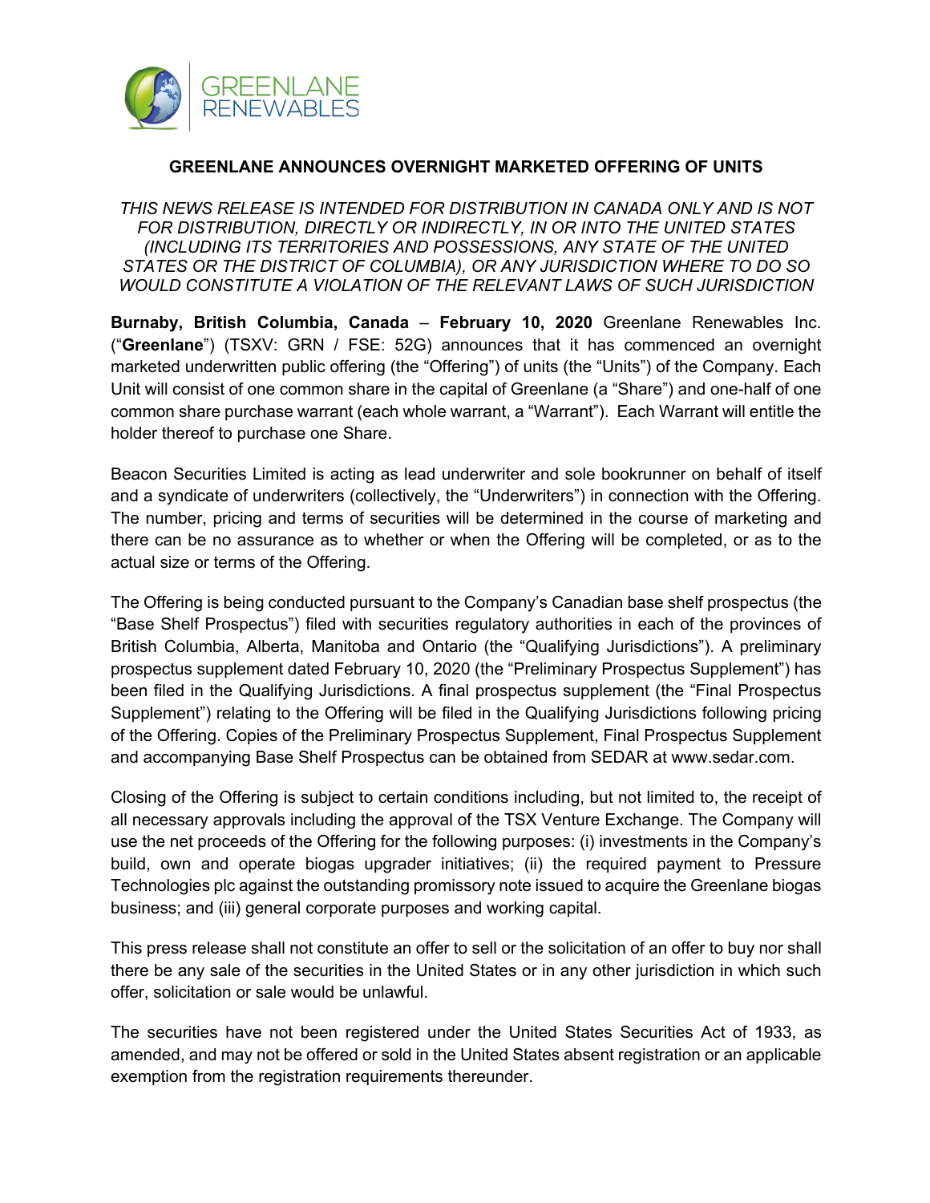GREENLANE RENEWABLES

# GREENLANE ANNOUNCES OVERNIGHT MARKETED OFFERING OF UNITS

*THIS NEWS RELEASE IS INTENDED FOR DISTRIBUTION IN CANADA ONLY AND IS NOT FOR DISTRIBUTION, DIRECTLY OR INDIRECTLY, IN OR INTO THE UNITED STATES (INCLUDING ITS TERRITORIES AND POSSESSIONS, ANY STATE OF THE UNITED STATES OR THE DISTRICT OF COLUMBIA), OR ANY JURISDICTION WHERE TO DO SO WOULD CONSTITUTE A VIOLATION OF THE RELEVANT LAWS OF SUCH JURISDICTION*

**Burnaby, British Columbia, Canada** – **February 10, 2020** Greenlane Renewables Inc. ("**Greenlane**") (TSXV: GRN / FSE: 52G) announces that it has commenced an overnight marketed underwritten public offering (the "Offering") of units (the "Units") of the Company. Each Unit will consist of one common share in the capital of Greenlane (a "Share") and one-half of one common share purchase warrant (each whole warrant, a "Warrant"). Each Warrant will entitle the holder thereof to purchase one Share.

Beacon Securities Limited is acting as lead underwriter and sole bookrunner on behalf of itself and a syndicate of underwriters (collectively, the "Underwriters") in connection with the Offering. The number, pricing and terms of securities will be determined in the course of marketing and there can be no assurance as to whether or when the Offering will be completed, or as to the actual size or terms of the Offering.

The Offering is being conducted pursuant to the Company's Canadian base shelf prospectus (the "Base Shelf Prospectus") filed with securities regulatory authorities in each of the provinces of British Columbia, Alberta, Manitoba and Ontario (the "Qualifying Jurisdictions"). A preliminary prospectus supplement dated February 10, 2020 (the "Preliminary Prospectus Supplement") has been filed in the Qualifying Jurisdictions. A final prospectus supplement (the "Final Prospectus Supplement") relating to the Offering will be filed in the Qualifying Jurisdictions following pricing of the Offering. Copies of the Preliminary Prospectus Supplement, Final Prospectus Supplement and accompanying Base Shelf Prospectus can be obtained from SEDAR at www.sedar.com.

Closing of the Offering is subject to certain conditions including, but not limited to, the receipt of all necessary approvals including the approval of the TSX Venture Exchange. The Company will use the net proceeds of the Offering for the following purposes: (i) investments in the Company's build, own and operate biogas upgrader initiatives; (ii) the required payment to Pressure Technologies plc against the outstanding promissory note issued to acquire the Greenlane biogas business; and (iii) general corporate purposes and working capital.

This press release shall not constitute an offer to sell or the solicitation of an offer to buy nor shall there be any sale of the securities in the United States or in any other jurisdiction in which such offer, solicitation or sale would be unlawful.

The securities have not been registered under the United States Securities Act of 1933, as amended, and may not be offered or sold in the United States absent registration or an applicable exemption from the registration requirements thereunder.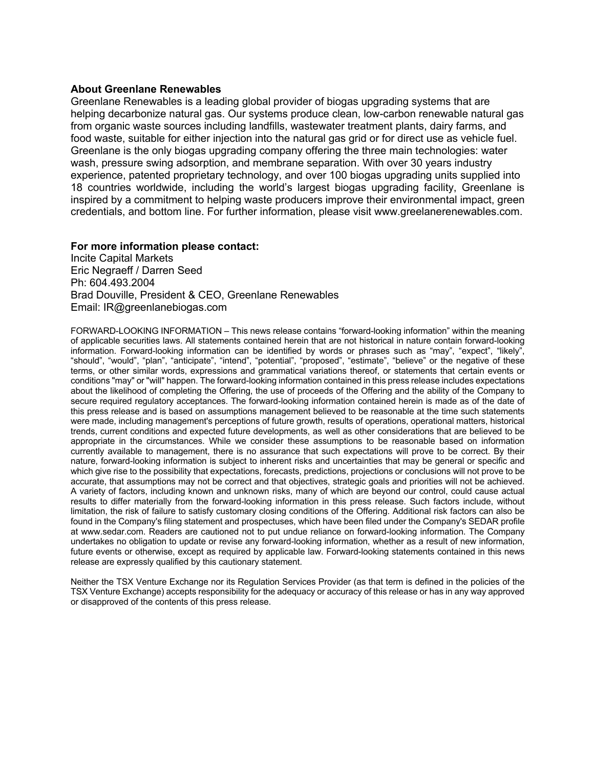**About Greenlane Renewables**

Greenlane Renewables is a leading global provider of biogas upgrading systems that are helping decarbonize natural gas. Our systems produce clean, low-carbon renewable natural gas from organic waste sources including landfills, wastewater treatment plants, dairy farms, and food waste, suitable for either injection into the natural gas grid or for direct use as vehicle fuel. Greenlane is the only biogas upgrading company offering the three main technologies: water wash, pressure swing adsorption, and membrane separation. With over 30 years industry experience, patented proprietary technology, and over 100 biogas upgrading units supplied into 18 countries worldwide, including the world's largest biogas upgrading facility, Greenlane is inspired by a commitment to helping waste producers improve their environmental impact, green credentials, and bottom line. For further information, please visit www.greelanerenewables.com.

**For more information please contact:**

Incite Capital Markets
Eric Negraeff / Darren Seed
Ph: 604.493.2004
Brad Douville, President & CEO, Greenlane Renewables
Email: IR@greenlanebiogas.com

FORWARD-LOOKING INFORMATION – This news release contains "forward-looking information" within the meaning of applicable securities laws. All statements contained herein that are not historical in nature contain forward-looking information. Forward-looking information can be identified by words or phrases such as "may", "expect", "likely", "should", "would", "plan", "anticipate", "intend", "potential", "proposed", "estimate", "believe" or the negative of these terms, or other similar words, expressions and grammatical variations thereof, or statements that certain events or conditions "may" or "will" happen. The forward-looking information contained in this press release includes expectations about the likelihood of completing the Offering, the use of proceeds of the Offering and the ability of the Company to secure required regulatory acceptances. The forward-looking information contained herein is made as of the date of this press release and is based on assumptions management believed to be reasonable at the time such statements were made, including management's perceptions of future growth, results of operations, operational matters, historical trends, current conditions and expected future developments, as well as other considerations that are believed to be appropriate in the circumstances. While we consider these assumptions to be reasonable based on information currently available to management, there is no assurance that such expectations will prove to be correct. By their nature, forward-looking information is subject to inherent risks and uncertainties that may be general or specific and which give rise to the possibility that expectations, forecasts, predictions, projections or conclusions will not prove to be accurate, that assumptions may not be correct and that objectives, strategic goals and priorities will not be achieved. A variety of factors, including known and unknown risks, many of which are beyond our control, could cause actual results to differ materially from the forward-looking information in this press release. Such factors include, without limitation, the risk of failure to satisfy customary closing conditions of the Offering. Additional risk factors can also be found in the Company's filing statement and prospectuses, which have been filed under the Company's SEDAR profile at www.sedar.com. Readers are cautioned not to put undue reliance on forward-looking information. The Company undertakes no obligation to update or revise any forward-looking information, whether as a result of new information, future events or otherwise, except as required by applicable law. Forward-looking statements contained in this news release are expressly qualified by this cautionary statement.

Neither the TSX Venture Exchange nor its Regulation Services Provider (as that term is defined in the policies of the TSX Venture Exchange) accepts responsibility for the adequacy or accuracy of this release or has in any way approved or disapproved of the contents of this press release.